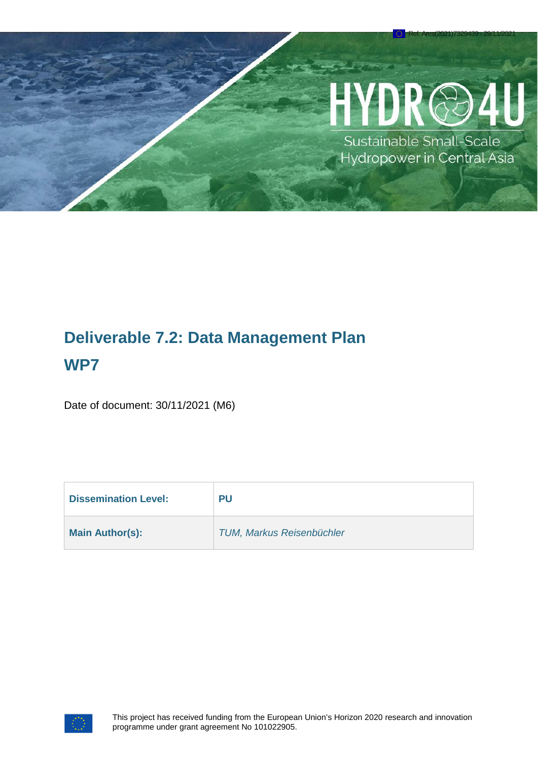Ref. Ares(2021)7329439 - 29/11/2021

HYDRO4U

Sustainable Small-Scale Hydropower in Central Asia

# Deliverable 7.2: Data Management Plan

# WP7

Date of document: 30/11/2021 (M6)

| **Dissemination Level:** | **PU** |
| --- | --- |
| **Main Author(s):** | *TUM, Markus Reisenbüchler* |

This project has received funding from the European Union's Horizon 2020 research and innovation programme under grant agreement No 101022905.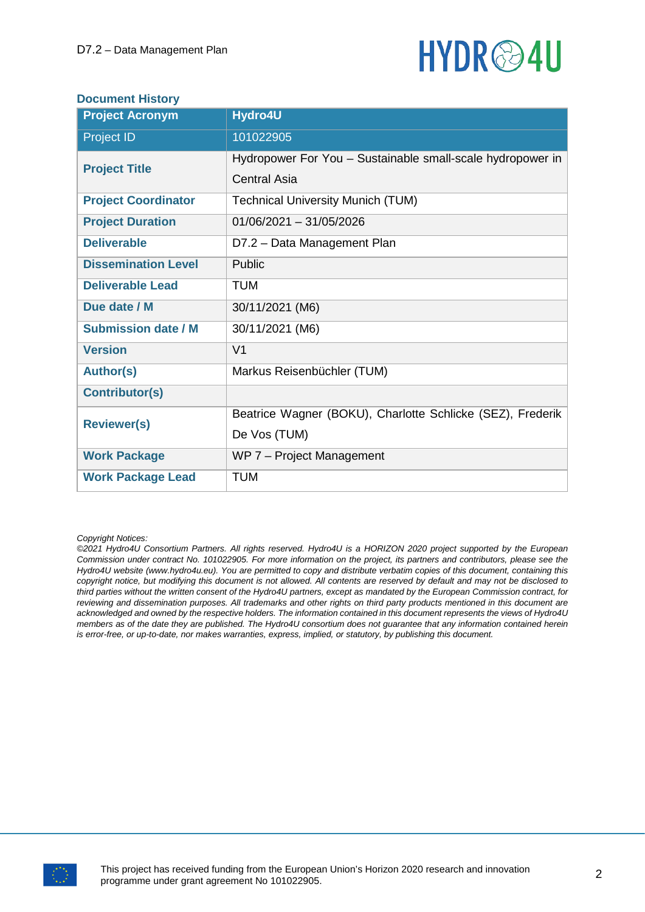### Document History

| Project Acronym | Hydro4U |
|---|---|
| Project ID | 101022905 |
| **Project Title** | Hydropower For You – Sustainable small-scale hydropower in Central Asia |
| **Project Coordinator** | Technical University Munich (TUM) |
| **Project Duration** | 01/06/2021 – 31/05/2026 |
| **Deliverable** | D7.2 – Data Management Plan |
| **Dissemination Level** | Public |
| **Deliverable Lead** | TUM |
| **Due date / M** | 30/11/2021 (M6) |
| **Submission date / M** | 30/11/2021 (M6) |
| **Version** | V1 |
| **Author(s)** | Markus Reisenbüchler (TUM) |
| **Contributor(s)** | |
| **Reviewer(s)** | Beatrice Wagner (BOKU), Charlotte Schlicke (SEZ), Frederik De Vos (TUM) |
| **Work Package** | WP 7 – Project Management |
| **Work Package Lead** | TUM |

*Copyright Notices:*
*©2021 Hydro4U Consortium Partners. All rights reserved. Hydro4U is a HORIZON 2020 project supported by the European Commission under contract No. 101022905. For more information on the project, its partners and contributors, please see the Hydro4U website (www.hydro4u.eu). You are permitted to copy and distribute verbatim copies of this document, containing this copyright notice, but modifying this document is not allowed. All contents are reserved by default and may not be disclosed to third parties without the written consent of the Hydro4U partners, except as mandated by the European Commission contract, for reviewing and dissemination purposes. All trademarks and other rights on third party products mentioned in this document are acknowledged and owned by the respective holders. The information contained in this document represents the views of Hydro4U members as of the date they are published. The Hydro4U consortium does not guarantee that any information contained herein is error-free, or up-to-date, nor makes warranties, express, implied, or statutory, by publishing this document.*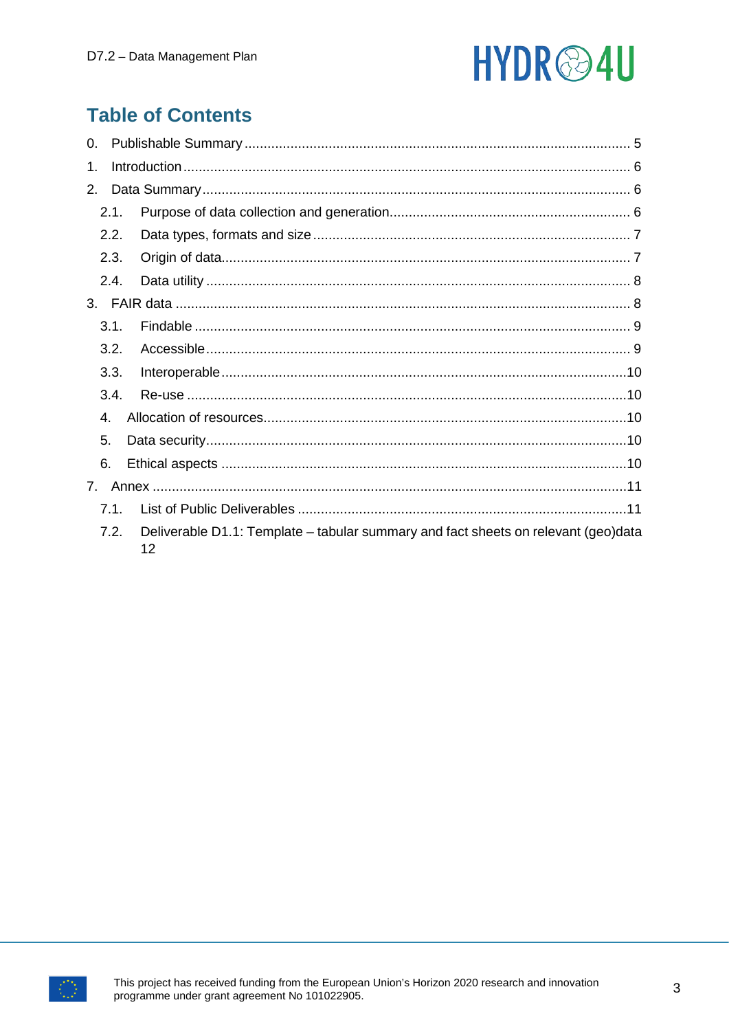## Table of Contents

0. Publishable Summary ........ 5
1. Introduction ........ 6
2. Data Summary ........ 6
   - 2.1. Purpose of data collection and generation ........ 6
   - 2.2. Data types, formats and size ........ 7
   - 2.3. Origin of data ........ 7
   - 2.4. Data utility ........ 8
3. FAIR data ........ 8
   - 3.1. Findable ........ 9
   - 3.2. Accessible ........ 9
   - 3.3. Interoperable ........ 10
   - 3.4. Re-use ........ 10
   - 4. Allocation of resources ........ 10
   - 5. Data security ........ 10
   - 6. Ethical aspects ........ 10
7. Annex ........ 11
   - 7.1. List of Public Deliverables ........ 11
   - 7.2. Deliverable D1.1: Template – tabular summary and fact sheets on relevant (geo)data 12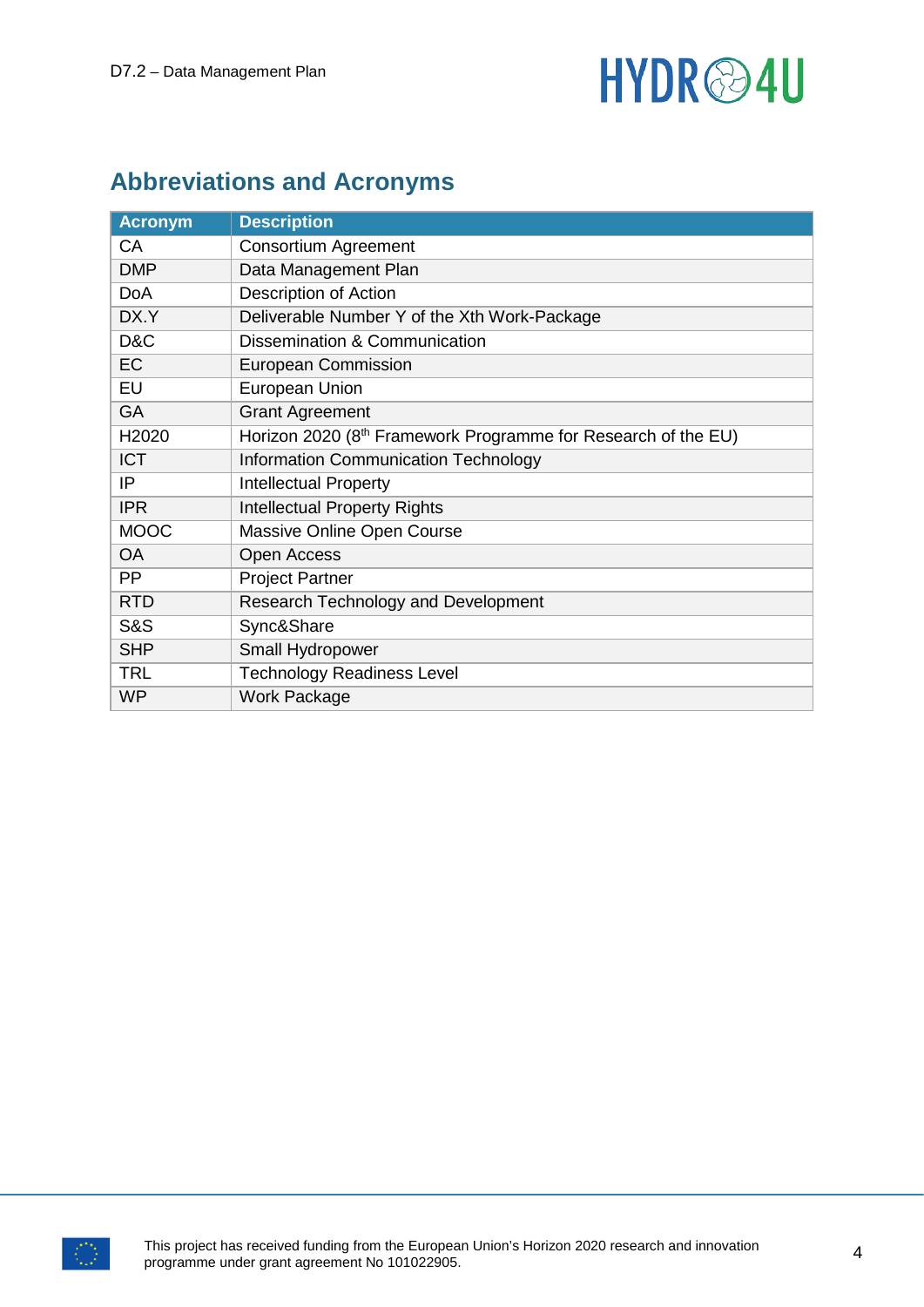## Abbreviations and Acronyms

| Acronym | Description |
|---|---|
| CA | Consortium Agreement |
| DMP | Data Management Plan |
| DoA | Description of Action |
| DX.Y | Deliverable Number Y of the Xth Work-Package |
| D&C | Dissemination & Communication |
| EC | European Commission |
| EU | European Union |
| GA | Grant Agreement |
| H2020 | Horizon 2020 (8th Framework Programme for Research of the EU) |
| ICT | Information Communication Technology |
| IP | Intellectual Property |
| IPR | Intellectual Property Rights |
| MOOC | Massive Online Open Course |
| OA | Open Access |
| PP | Project Partner |
| RTD | Research Technology and Development |
| S&S | Sync&Share |
| SHP | Small Hydropower |
| TRL | Technology Readiness Level |
| WP | Work Package |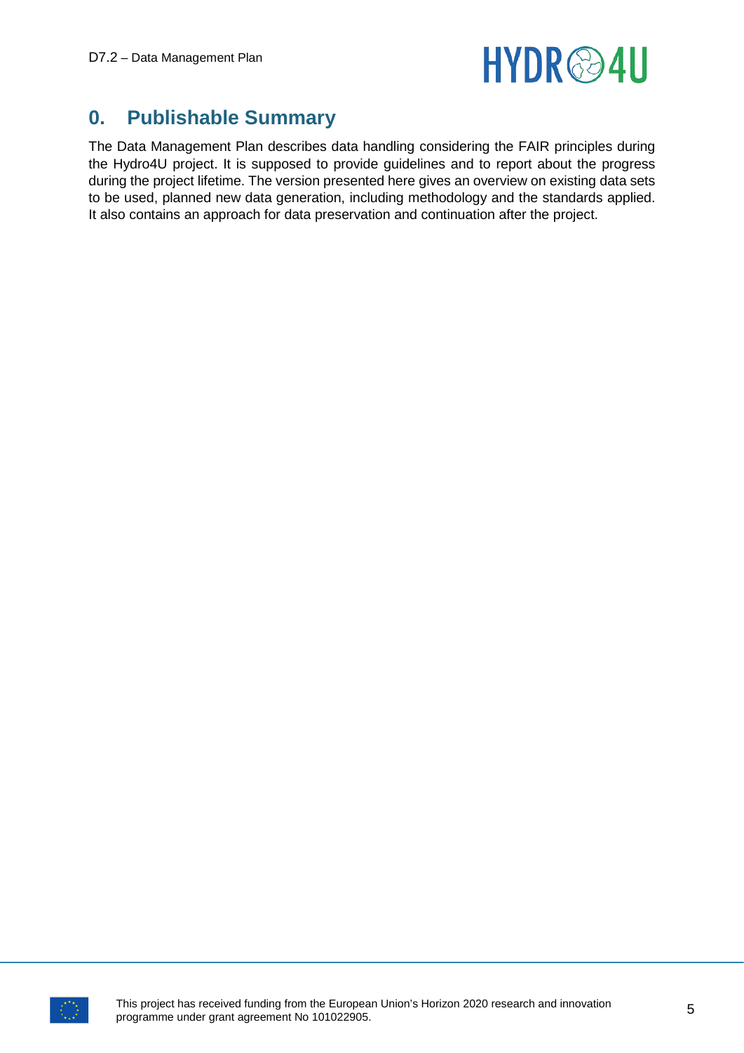# 0. Publishable Summary

The Data Management Plan describes data handling considering the FAIR principles during the Hydro4U project. It is supposed to provide guidelines and to report about the progress during the project lifetime. The version presented here gives an overview on existing data sets to be used, planned new data generation, including methodology and the standards applied. It also contains an approach for data preservation and continuation after the project.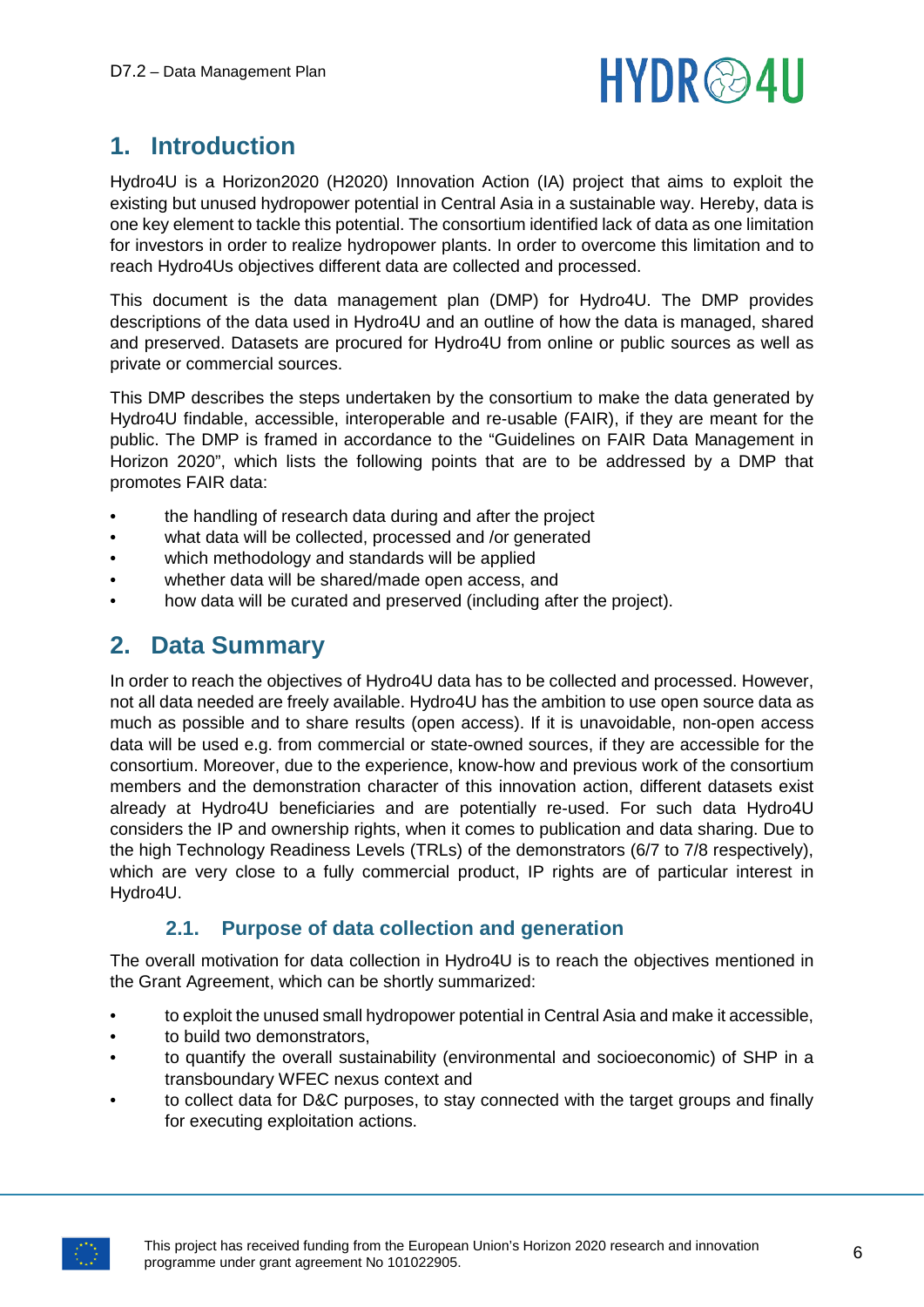# 1. Introduction

Hydro4U is a Horizon2020 (H2020) Innovation Action (IA) project that aims to exploit the existing but unused hydropower potential in Central Asia in a sustainable way. Hereby, data is one key element to tackle this potential. The consortium identified lack of data as one limitation for investors in order to realize hydropower plants. In order to overcome this limitation and to reach Hydro4Us objectives different data are collected and processed.

This document is the data management plan (DMP) for Hydro4U. The DMP provides descriptions of the data used in Hydro4U and an outline of how the data is managed, shared and preserved. Datasets are procured for Hydro4U from online or public sources as well as private or commercial sources.

This DMP describes the steps undertaken by the consortium to make the data generated by Hydro4U findable, accessible, interoperable and re-usable (FAIR), if they are meant for the public. The DMP is framed in accordance to the "Guidelines on FAIR Data Management in Horizon 2020", which lists the following points that are to be addressed by a DMP that promotes FAIR data:

- the handling of research data during and after the project
- what data will be collected, processed and /or generated
- which methodology and standards will be applied
- whether data will be shared/made open access, and
- how data will be curated and preserved (including after the project).

# 2. Data Summary

In order to reach the objectives of Hydro4U data has to be collected and processed. However, not all data needed are freely available. Hydro4U has the ambition to use open source data as much as possible and to share results (open access). If it is unavoidable, non-open access data will be used e.g. from commercial or state-owned sources, if they are accessible for the consortium. Moreover, due to the experience, know-how and previous work of the consortium members and the demonstration character of this innovation action, different datasets exist already at Hydro4U beneficiaries and are potentially re-used. For such data Hydro4U considers the IP and ownership rights, when it comes to publication and data sharing. Due to the high Technology Readiness Levels (TRLs) of the demonstrators (6/7 to 7/8 respectively), which are very close to a fully commercial product, IP rights are of particular interest in Hydro4U.

## 2.1. Purpose of data collection and generation

The overall motivation for data collection in Hydro4U is to reach the objectives mentioned in the Grant Agreement, which can be shortly summarized:

- to exploit the unused small hydropower potential in Central Asia and make it accessible,
- to build two demonstrators,
- to quantify the overall sustainability (environmental and socioeconomic) of SHP in a transboundary WFEC nexus context and
- to collect data for D&C purposes, to stay connected with the target groups and finally for executing exploitation actions.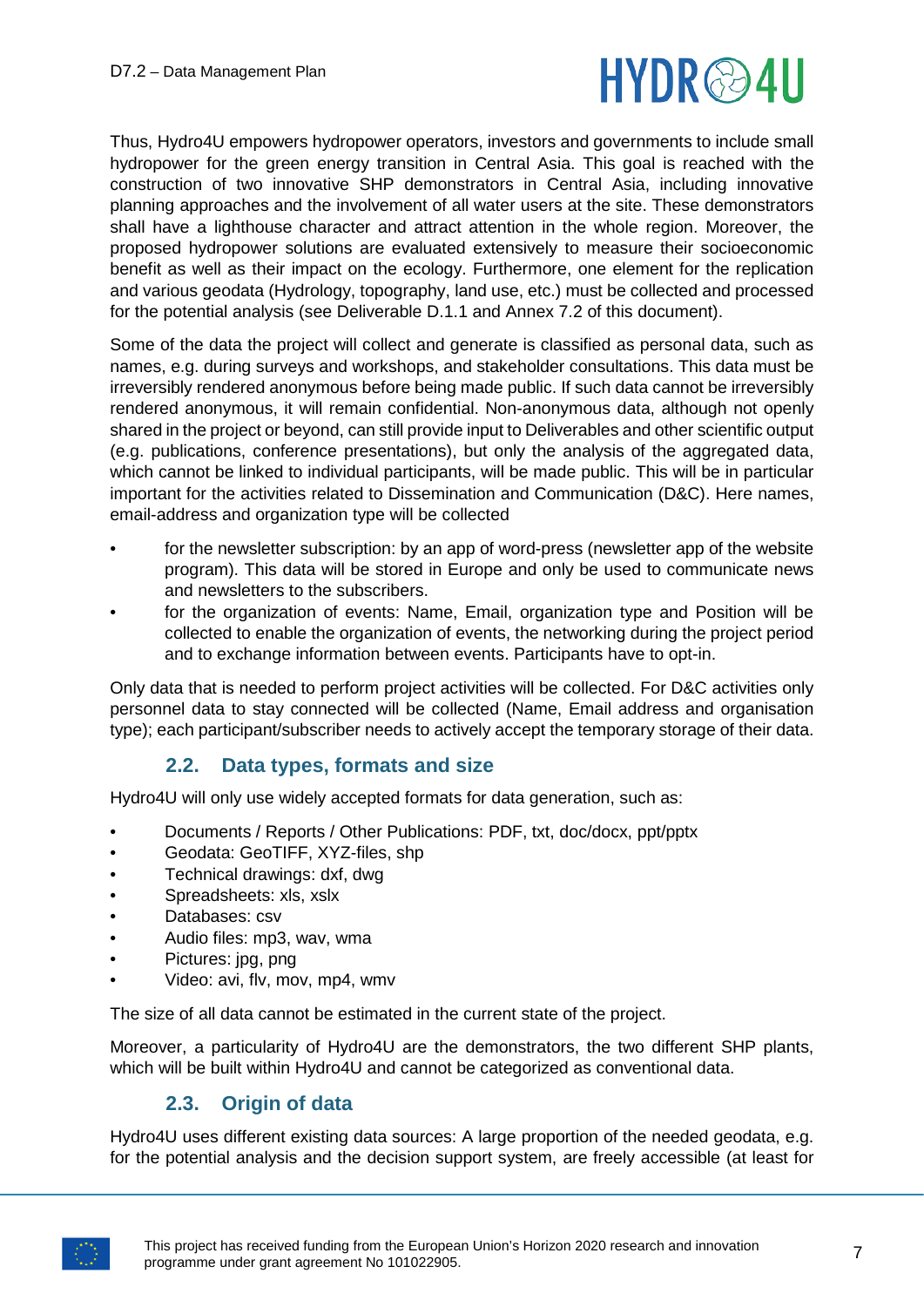Thus, Hydro4U empowers hydropower operators, investors and governments to include small hydropower for the green energy transition in Central Asia. This goal is reached with the construction of two innovative SHP demonstrators in Central Asia, including innovative planning approaches and the involvement of all water users at the site. These demonstrators shall have a lighthouse character and attract attention in the whole region. Moreover, the proposed hydropower solutions are evaluated extensively to measure their socioeconomic benefit as well as their impact on the ecology. Furthermore, one element for the replication and various geodata (Hydrology, topography, land use, etc.) must be collected and processed for the potential analysis (see Deliverable D.1.1 and Annex 7.2 of this document).

Some of the data the project will collect and generate is classified as personal data, such as names, e.g. during surveys and workshops, and stakeholder consultations. This data must be irreversibly rendered anonymous before being made public. If such data cannot be irreversibly rendered anonymous, it will remain confidential. Non-anonymous data, although not openly shared in the project or beyond, can still provide input to Deliverables and other scientific output (e.g. publications, conference presentations), but only the analysis of the aggregated data, which cannot be linked to individual participants, will be made public. This will be in particular important for the activities related to Dissemination and Communication (D&C). Here names, email-address and organization type will be collected

- for the newsletter subscription: by an app of word-press (newsletter app of the website program). This data will be stored in Europe and only be used to communicate news and newsletters to the subscribers.
- for the organization of events: Name, Email, organization type and Position will be collected to enable the organization of events, the networking during the project period and to exchange information between events. Participants have to opt-in.

Only data that is needed to perform project activities will be collected. For D&C activities only personnel data to stay connected will be collected (Name, Email address and organisation type); each participant/subscriber needs to actively accept the temporary storage of their data.

## 2.2. Data types, formats and size

Hydro4U will only use widely accepted formats for data generation, such as:

- Documents / Reports / Other Publications: PDF, txt, doc/docx, ppt/pptx
- Geodata: GeoTIFF, XYZ-files, shp
- Technical drawings: dxf, dwg
- Spreadsheets: xls, xslx
- Databases: csv
- Audio files: mp3, wav, wma
- Pictures: jpg, png
- Video: avi, flv, mov, mp4, wmv

The size of all data cannot be estimated in the current state of the project.

Moreover, a particularity of Hydro4U are the demonstrators, the two different SHP plants, which will be built within Hydro4U and cannot be categorized as conventional data.

## 2.3. Origin of data

Hydro4U uses different existing data sources: A large proportion of the needed geodata, e.g. for the potential analysis and the decision support system, are freely accessible (at least for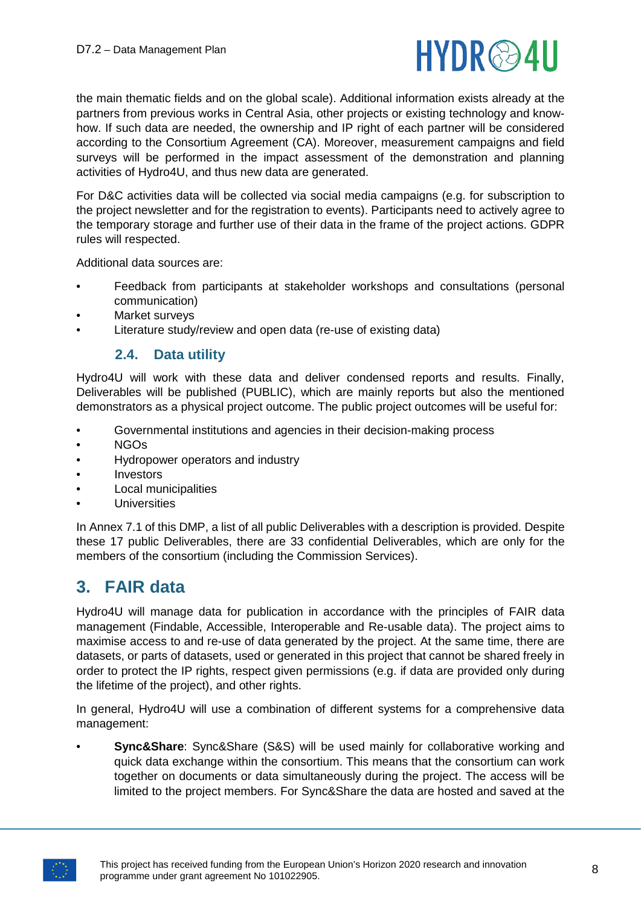the main thematic fields and on the global scale). Additional information exists already at the partners from previous works in Central Asia, other projects or existing technology and know-how. If such data are needed, the ownership and IP right of each partner will be considered according to the Consortium Agreement (CA). Moreover, measurement campaigns and field surveys will be performed in the impact assessment of the demonstration and planning activities of Hydro4U, and thus new data are generated.

For D&C activities data will be collected via social media campaigns (e.g. for subscription to the project newsletter and for the registration to events). Participants need to actively agree to the temporary storage and further use of their data in the frame of the project actions. GDPR rules will respected.

Additional data sources are:

- Feedback from participants at stakeholder workshops and consultations (personal communication)
- Market surveys
- Literature study/review and open data (re-use of existing data)

### 2.4. Data utility

Hydro4U will work with these data and deliver condensed reports and results. Finally, Deliverables will be published (PUBLIC), which are mainly reports but also the mentioned demonstrators as a physical project outcome. The public project outcomes will be useful for:

- Governmental institutions and agencies in their decision-making process
- NGOs
- Hydropower operators and industry
- Investors
- Local municipalities
- Universities

In Annex 7.1 of this DMP, a list of all public Deliverables with a description is provided. Despite these 17 public Deliverables, there are 33 confidential Deliverables, which are only for the members of the consortium (including the Commission Services).

## 3. FAIR data

Hydro4U will manage data for publication in accordance with the principles of FAIR data management (Findable, Accessible, Interoperable and Re-usable data). The project aims to maximise access to and re-use of data generated by the project. At the same time, there are datasets, or parts of datasets, used or generated in this project that cannot be shared freely in order to protect the IP rights, respect given permissions (e.g. if data are provided only during the lifetime of the project), and other rights.

In general, Hydro4U will use a combination of different systems for a comprehensive data management:

- **Sync&Share**: Sync&Share (S&S) will be used mainly for collaborative working and quick data exchange within the consortium. This means that the consortium can work together on documents or data simultaneously during the project. The access will be limited to the project members. For Sync&Share the data are hosted and saved at the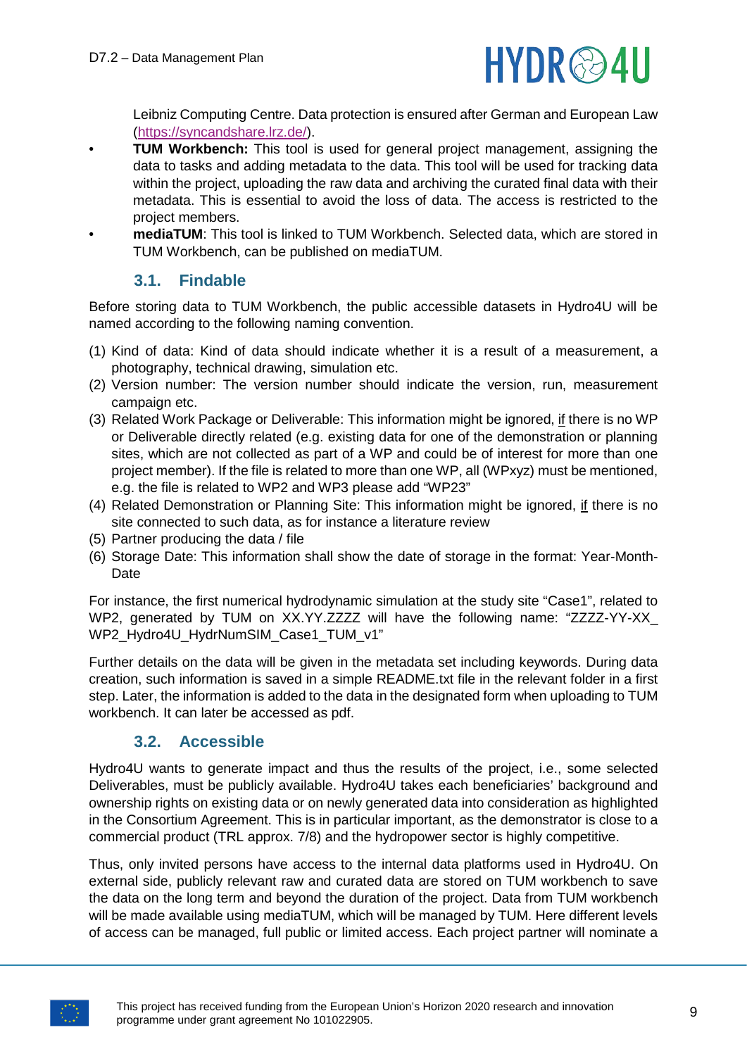Leibniz Computing Centre. Data protection is ensured after German and European Law (https://syncandshare.lrz.de/).

- **TUM Workbench:** This tool is used for general project management, assigning the data to tasks and adding metadata to the data. This tool will be used for tracking data within the project, uploading the raw data and archiving the curated final data with their metadata. This is essential to avoid the loss of data. The access is restricted to the project members.
- **mediaTUM**: This tool is linked to TUM Workbench. Selected data, which are stored in TUM Workbench, can be published on mediaTUM.

## 3.1. Findable

Before storing data to TUM Workbench, the public accessible datasets in Hydro4U will be named according to the following naming convention.

(1) Kind of data: Kind of data should indicate whether it is a result of a measurement, a photography, technical drawing, simulation etc.
(2) Version number: The version number should indicate the version, run, measurement campaign etc.
(3) Related Work Package or Deliverable: This information might be ignored, <u>if</u> there is no WP or Deliverable directly related (e.g. existing data for one of the demonstration or planning sites, which are not collected as part of a WP and could be of interest for more than one project member). If the file is related to more than one WP, all (WPxyz) must be mentioned, e.g. the file is related to WP2 and WP3 please add "WP23"
(4) Related Demonstration or Planning Site: This information might be ignored, <u>if</u> there is no site connected to such data, as for instance a literature review
(5) Partner producing the data / file
(6) Storage Date: This information shall show the date of storage in the format: Year-Month-Date

For instance, the first numerical hydrodynamic simulation at the study site "Case1", related to WP2, generated by TUM on XX.YY.ZZZZ will have the following name: "ZZZZ-YY-XX_ WP2_Hydro4U_HydrNumSIM_Case1_TUM_v1"

Further details on the data will be given in the metadata set including keywords. During data creation, such information is saved in a simple README.txt file in the relevant folder in a first step. Later, the information is added to the data in the designated form when uploading to TUM workbench. It can later be accessed as pdf.

## 3.2. Accessible

Hydro4U wants to generate impact and thus the results of the project, i.e., some selected Deliverables, must be publicly available. Hydro4U takes each beneficiaries' background and ownership rights on existing data or on newly generated data into consideration as highlighted in the Consortium Agreement. This is in particular important, as the demonstrator is close to a commercial product (TRL approx. 7/8) and the hydropower sector is highly competitive.

Thus, only invited persons have access to the internal data platforms used in Hydro4U. On external side, publicly relevant raw and curated data are stored on TUM workbench to save the data on the long term and beyond the duration of the project. Data from TUM workbench will be made available using mediaTUM, which will be managed by TUM. Here different levels of access can be managed, full public or limited access. Each project partner will nominate a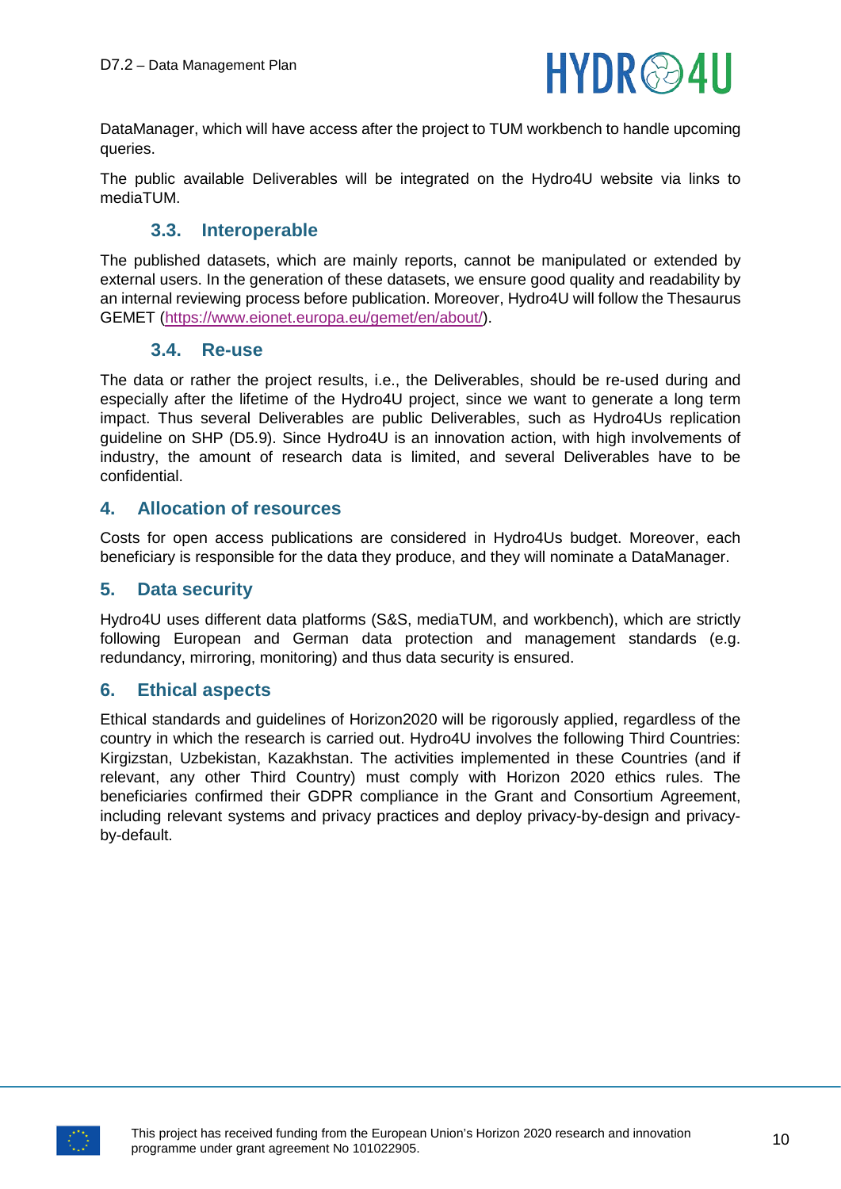DataManager, which will have access after the project to TUM workbench to handle upcoming queries.

The public available Deliverables will be integrated on the Hydro4U website via links to mediaTUM.

### 3.3. Interoperable

The published datasets, which are mainly reports, cannot be manipulated or extended by external users. In the generation of these datasets, we ensure good quality and readability by an internal reviewing process before publication. Moreover, Hydro4U will follow the Thesaurus GEMET (https://www.eionet.europa.eu/gemet/en/about/).

### 3.4. Re-use

The data or rather the project results, i.e., the Deliverables, should be re-used during and especially after the lifetime of the Hydro4U project, since we want to generate a long term impact. Thus several Deliverables are public Deliverables, such as Hydro4Us replication guideline on SHP (D5.9). Since Hydro4U is an innovation action, with high involvements of industry, the amount of research data is limited, and several Deliverables have to be confidential.

## 4. Allocation of resources

Costs for open access publications are considered in Hydro4Us budget. Moreover, each beneficiary is responsible for the data they produce, and they will nominate a DataManager.

## 5. Data security

Hydro4U uses different data platforms (S&S, mediaTUM, and workbench), which are strictly following European and German data protection and management standards (e.g. redundancy, mirroring, monitoring) and thus data security is ensured.

## 6. Ethical aspects

Ethical standards and guidelines of Horizon2020 will be rigorously applied, regardless of the country in which the research is carried out. Hydro4U involves the following Third Countries: Kirgizstan, Uzbekistan, Kazakhstan. The activities implemented in these Countries (and if relevant, any other Third Country) must comply with Horizon 2020 ethics rules. The beneficiaries confirmed their GDPR compliance in the Grant and Consortium Agreement, including relevant systems and privacy practices and deploy privacy-by-design and privacy-by-default.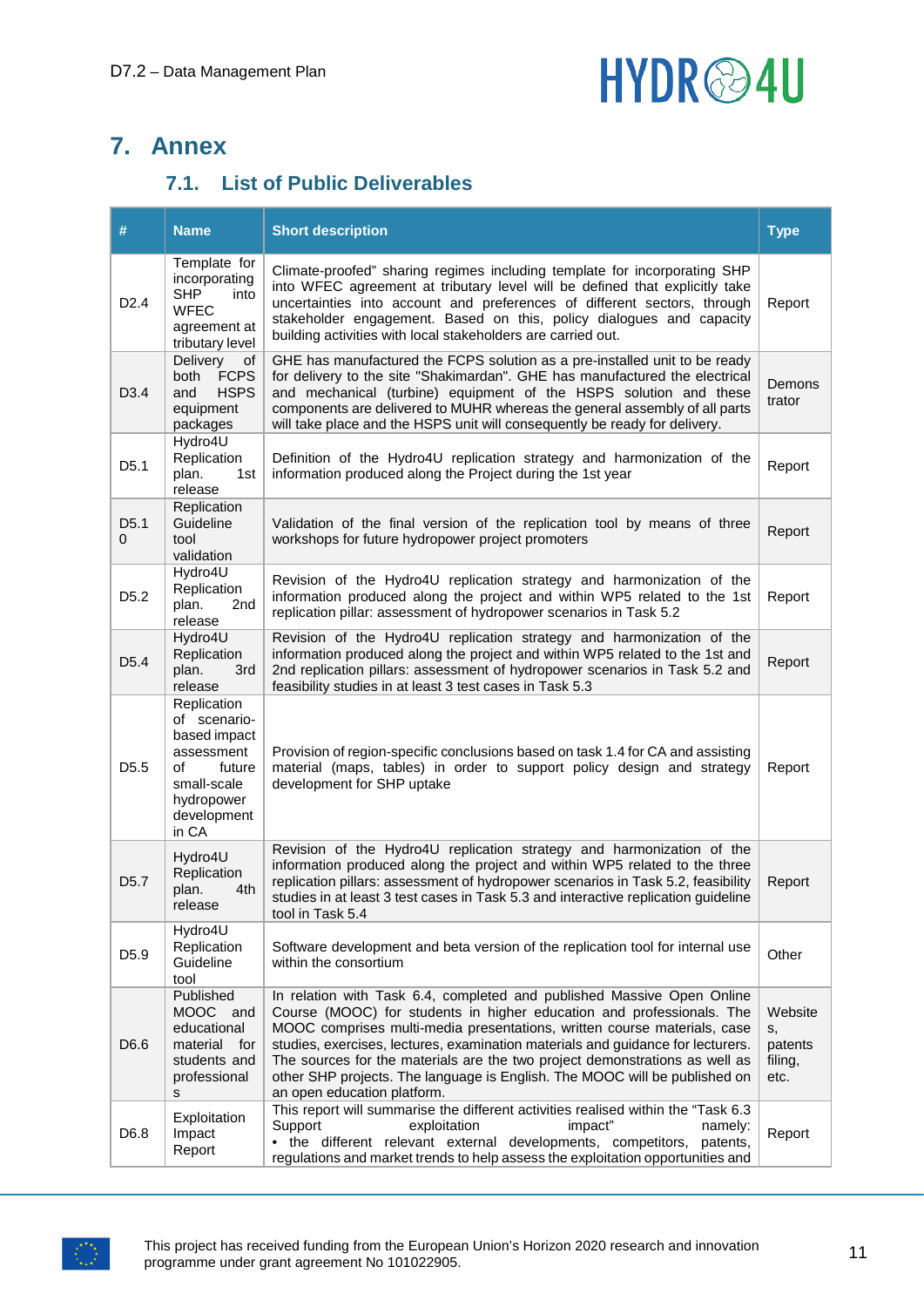# 7. Annex

## 7.1. List of Public Deliverables

| # | Name | Short description | Type |
|---|---|---|---|
| D2.4 | Template for incorporating SHP into WFEC agreement at tributary level | Climate-proofed" sharing regimes including template for incorporating SHP into WFEC agreement at tributary level will be defined that explicitly take uncertainties into account and preferences of different sectors, through stakeholder engagement. Based on this, policy dialogues and capacity building activities with local stakeholders are carried out. | Report |
| D3.4 | Delivery of both FCPS and HSPS equipment packages | GHE has manufactured the FCPS solution as a pre-installed unit to be ready for delivery to the site "Shakimardan". GHE has manufactured the electrical and mechanical (turbine) equipment of the HSPS solution and these components are delivered to MUHR whereas the general assembly of all parts will take place and the HSPS unit will consequently be ready for delivery. | Demonstrator |
| D5.1 | Hydro4U Replication plan. 1st release | Definition of the Hydro4U replication strategy and harmonization of the information produced along the Project during the 1st year | Report |
| D5.10 | Replication Guideline tool validation | Validation of the final version of the replication tool by means of three workshops for future hydropower project promoters | Report |
| D5.2 | Hydro4U Replication plan. 2nd release | Revision of the Hydro4U replication strategy and harmonization of the information produced along the project and within WP5 related to the 1st replication pillar: assessment of hydropower scenarios in Task 5.2 | Report |
| D5.4 | Hydro4U Replication plan. 3rd release | Revision of the Hydro4U replication strategy and harmonization of the information produced along the project and within WP5 related to the 1st and 2nd replication pillars: assessment of hydropower scenarios in Task 5.2 and feasibility studies in at least 3 test cases in Task 5.3 | Report |
| D5.5 | Replication of scenario-based impact assessment of future small-scale hydropower development in CA | Provision of region-specific conclusions based on task 1.4 for CA and assisting material (maps, tables) in order to support policy design and strategy development for SHP uptake | Report |
| D5.7 | Hydro4U Replication plan. 4th release | Revision of the Hydro4U replication strategy and harmonization of the information produced along the project and within WP5 related to the three replication pillars: assessment of hydropower scenarios in Task 5.2, feasibility studies in at least 3 test cases in Task 5.3 and interactive replication guideline tool in Task 5.4 | Report |
| D5.9 | Hydro4U Replication Guideline tool | Software development and beta version of the replication tool for internal use within the consortium | Other |
| D6.6 | Published MOOC and educational material for students and professionals | In relation with Task 6.4, completed and published Massive Open Online Course (MOOC) for students in higher education and professionals. The MOOC comprises multi-media presentations, written course materials, case studies, exercises, lectures, examination materials and guidance for lecturers. The sources for the materials are the two project demonstrations as well as other SHP projects. The language is English. The MOOC will be published on an open education platform. | Websites, patents filing, etc. |
| D6.8 | Exploitation Impact Report | This report will summarise the different activities realised within the "Task 6.3 Support exploitation impact" namely:<br>• the different relevant external developments, competitors, patents, regulations and market trends to help assess the exploitation opportunities and | Report |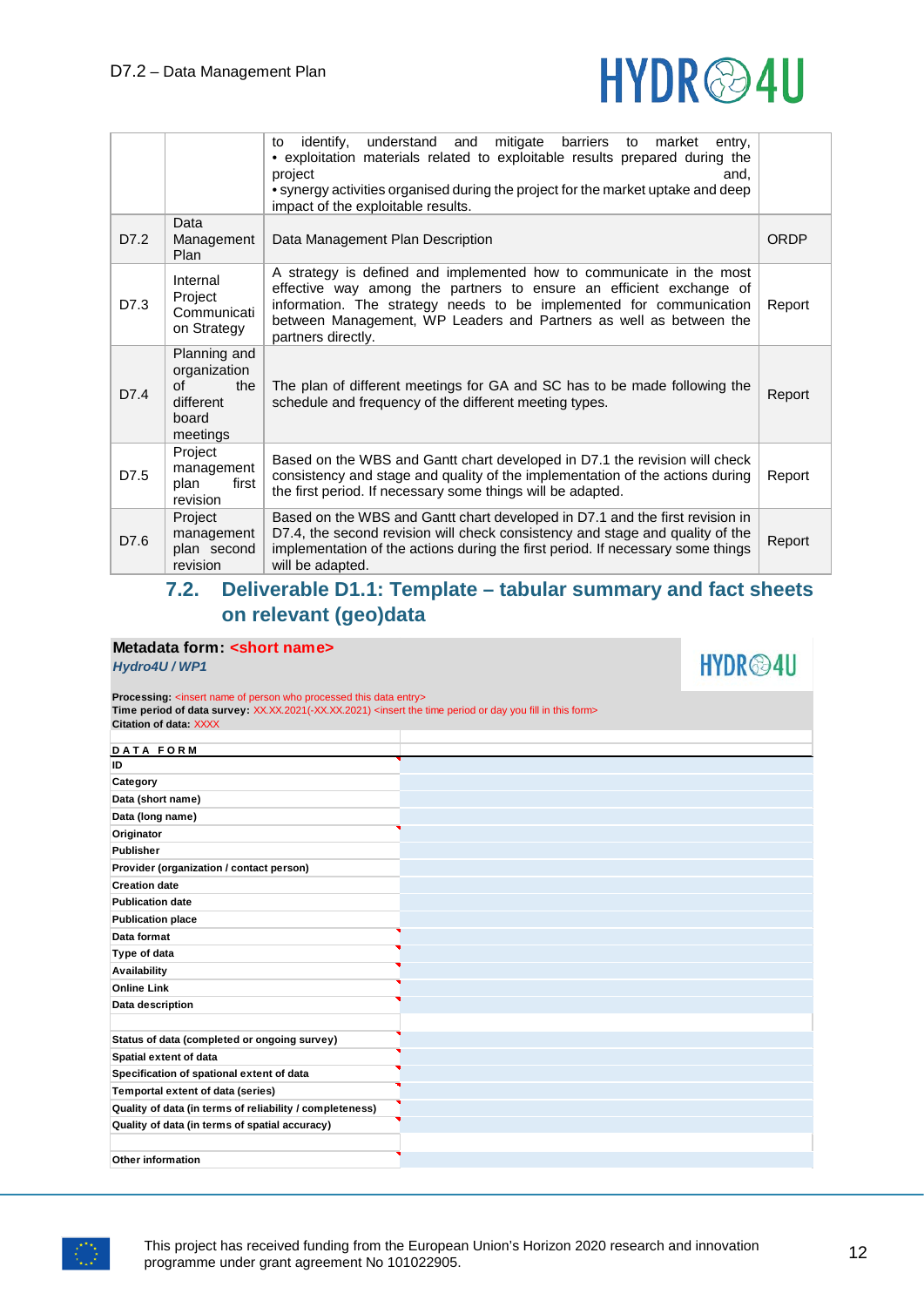| | | | |
|---|---|---|---|
| | | to identify, understand and mitigate barriers to market entry,<br>• exploitation materials related to exploitable results prepared during the project and,<br>• synergy activities organised during the project for the market uptake and deep impact of the exploitable results. | |
| D7.2 | Data Management Plan | Data Management Plan Description | ORDP |
| D7.3 | Internal Project Communication Strategy | A strategy is defined and implemented how to communicate in the most effective way among the partners to ensure an efficient exchange of information. The strategy needs to be implemented for communication between Management, WP Leaders and Partners as well as between the partners directly. | Report |
| D7.4 | Planning and organization of the different board meetings | The plan of different meetings for GA and SC has to be made following the schedule and frequency of the different meeting types. | Report |
| D7.5 | Project management plan first revision | Based on the WBS and Gantt chart developed in D7.1 the revision will check consistency and stage and quality of the implementation of the actions during the first period. If necessary some things will be adapted. | Report |
| D7.6 | Project management plan second revision | Based on the WBS and Gantt chart developed in D7.1 and the first revision in D7.4, the second revision will check consistency and stage and quality of the implementation of the actions during the first period. If necessary some things will be adapted. | Report |

## 7.2. Deliverable D1.1: Template – tabular summary and fact sheets on relevant (geo)data

**Metadata form: <short name>**

***Hydro4U / WP1***

HYDRO4U

**Processing:** <insert name of person who processed this data entry>
**Time period of data survey:** XX.XX.2021(-XX.XX.2021) <insert the time period or day you fill in this form>
**Citation of data:** XXXX

| DATA FORM | |
|---|---|
| ID | |
| Category | |
| Data (short name) | |
| Data (long name) | |
| Originator | |
| Publisher | |
| Provider (organization / contact person) | |
| Creation date | |
| Publication date | |
| Publication place | |
| Data format | |
| Type of data | |
| Availability | |
| Online Link | |
| Data description | |
| | |
| Status of data (completed or ongoing survey) | |
| Spatial extent of data | |
| Specification of spational extent of data | |
| Temportal extent of data (series) | |
| Quality of data (in terms of reliability / completeness) | |
| Quality of data (in terms of spatial accuracy) | |
| | |
| Other information | |